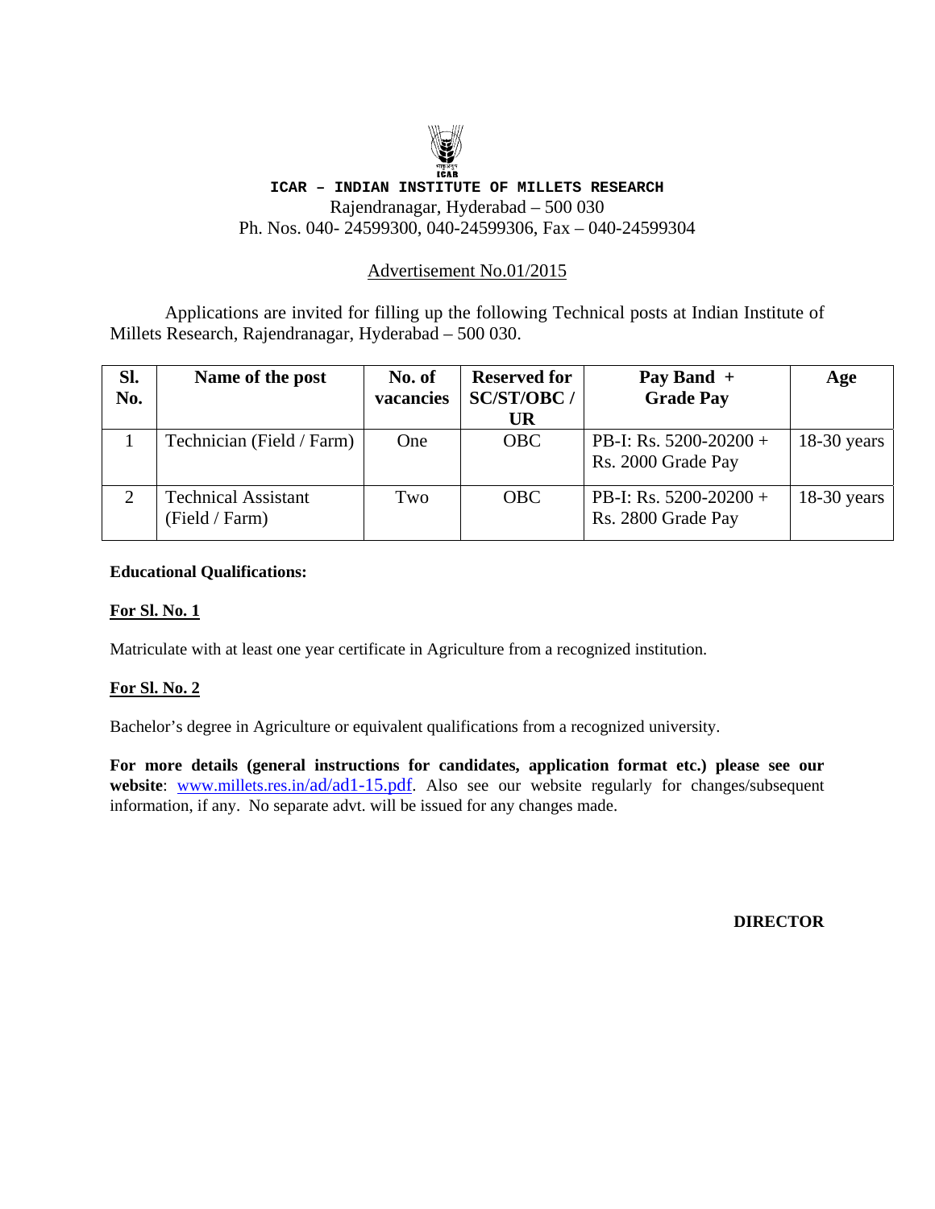**ICAR – INDIAN INSTITUTE OF MILLETS RESEARCH**

Rajendranagar, Hyderabad – 500 030

Ph. Nos. 040- 24599300, 040-24599306, Fax – 040-24599304

Advertisement No.01/2015

Applications are invited for filling up the following Technical posts at Indian Institute of Millets Research, Rajendranagar, Hyderabad – 500 030.

| Sl. No. | Name of the post | No. of vacancies | Reserved for SC/ST/OBC / UR | Pay Band + Grade Pay | Age |
|---|---|---|---|---|---|
| 1 | Technician (Field / Farm) | One | OBC | PB-I: Rs. 5200-20200 + Rs. 2000 Grade Pay | 18-30 years |
| 2 | Technical Assistant (Field / Farm) | Two | OBC | PB-I: Rs. 5200-20200 + Rs. 2800 Grade Pay | 18-30 years |

**Educational Qualifications:**

**For Sl. No. 1**

Matriculate with at least one year certificate in Agriculture from a recognized institution.

**For Sl. No. 2**

Bachelor's degree in Agriculture or equivalent qualifications from a recognized university.

**For more details (general instructions for candidates, application format etc.) please see our website**: www.millets.res.in/ad/ad1-15.pdf. Also see our website regularly for changes/subsequent information, if any. No separate advt. will be issued for any changes made.

**DIRECTOR**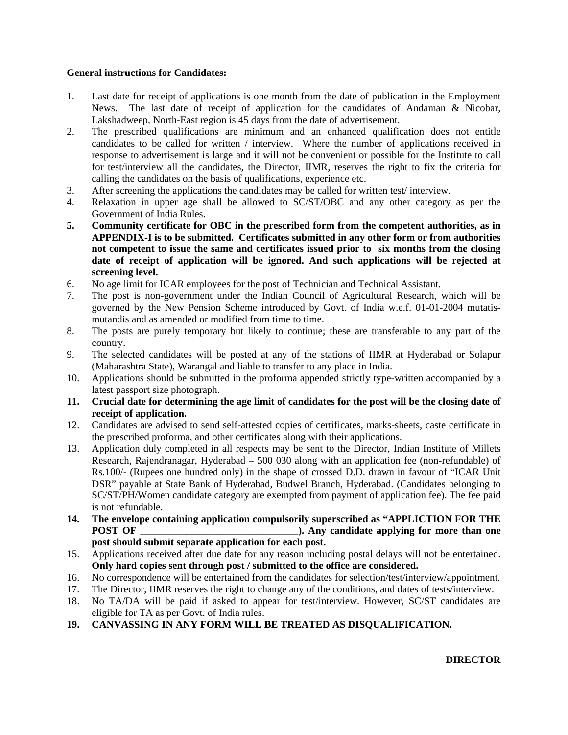**General instructions for Candidates:**

1. Last date for receipt of applications is one month from the date of publication in the Employment News. The last date of receipt of application for the candidates of Andaman & Nicobar, Lakshadweep, North-East region is 45 days from the date of advertisement.
2. The prescribed qualifications are minimum and an enhanced qualification does not entitle candidates to be called for written / interview. Where the number of applications received in response to advertisement is large and it will not be convenient or possible for the Institute to call for test/interview all the candidates, the Director, IIMR, reserves the right to fix the criteria for calling the candidates on the basis of qualifications, experience etc.
3. After screening the applications the candidates may be called for written test/ interview.
4. Relaxation in upper age shall be allowed to SC/ST/OBC and any other category as per the Government of India Rules.
5. **Community certificate for OBC in the prescribed form from the competent authorities, as in APPENDIX-I is to be submitted. Certificates submitted in any other form or from authorities not competent to issue the same and certificates issued prior to six months from the closing date of receipt of application will be ignored. And such applications will be rejected at screening level.**
6. No age limit for ICAR employees for the post of Technician and Technical Assistant.
7. The post is non-government under the Indian Council of Agricultural Research, which will be governed by the New Pension Scheme introduced by Govt. of India w.e.f. 01-01-2004 mutatis-mutandis and as amended or modified from time to time.
8. The posts are purely temporary but likely to continue; these are transferable to any part of the country.
9. The selected candidates will be posted at any of the stations of IIMR at Hyderabad or Solapur (Maharashtra State), Warangal and liable to transfer to any place in India.
10. Applications should be submitted in the proforma appended strictly type-written accompanied by a latest passport size photograph.
11. **Crucial date for determining the age limit of candidates for the post will be the closing date of receipt of application.**
12. Candidates are advised to send self-attested copies of certificates, marks-sheets, caste certificate in the prescribed proforma, and other certificates along with their applications.
13. Application duly completed in all respects may be sent to the Director, Indian Institute of Millets Research, Rajendranagar, Hyderabad – 500 030 along with an application fee (non-refundable) of Rs.100/- (Rupees one hundred only) in the shape of crossed D.D. drawn in favour of "ICAR Unit DSR" payable at State Bank of Hyderabad, Budwel Branch, Hyderabad. (Candidates belonging to SC/ST/PH/Women candidate category are exempted from payment of application fee). The fee paid is not refundable.
14. **The envelope containing application compulsorily superscribed as "APPLICTION FOR THE POST OF ________________________________). Any candidate applying for more than one post should submit separate application for each post.**
15. Applications received after due date for any reason including postal delays will not be entertained. **Only hard copies sent through post / submitted to the office are considered.**
16. No correspondence will be entertained from the candidates for selection/test/interview/appointment.
17. The Director, IIMR reserves the right to change any of the conditions, and dates of tests/interview.
18. No TA/DA will be paid if asked to appear for test/interview. However, SC/ST candidates are eligible for TA as per Govt. of India rules.
19. **CANVASSING IN ANY FORM WILL BE TREATED AS DISQUALIFICATION.**

**DIRECTOR**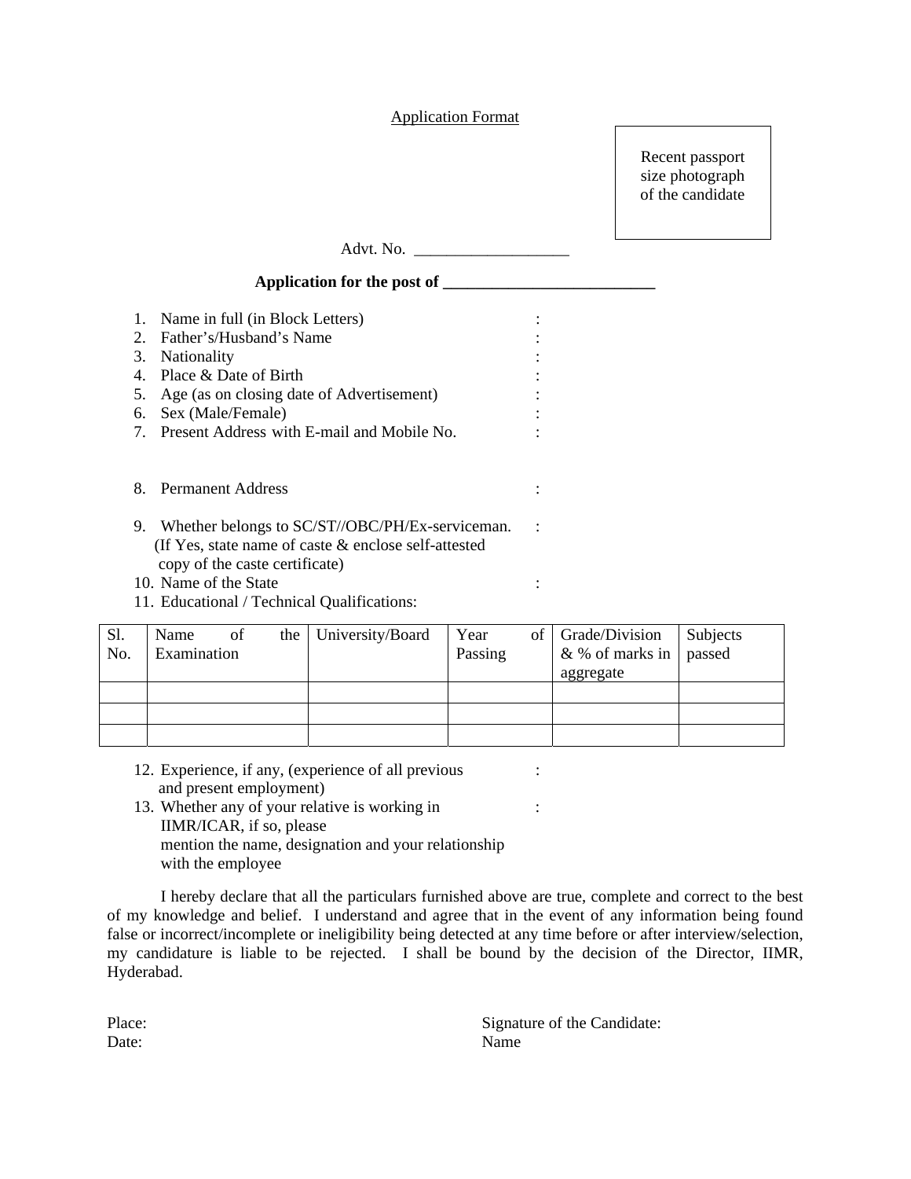Application Format

Recent passport size photograph of the candidate

Advt. No. ___________________

**Application for the post of __________________________**

1. Name in full (in Block Letters) :
2. Father's/Husband's Name :
3. Nationality :
4. Place & Date of Birth :
5. Age (as on closing date of Advertisement) :
6. Sex (Male/Female) :
7. Present Address with E-mail and Mobile No. :

8. Permanent Address :

9. Whether belongs to SC/ST//OBC/PH/Ex-serviceman. :
   (If Yes, state name of caste & enclose self-attested copy of the caste certificate)
10. Name of the State :
11. Educational / Technical Qualifications:

| Sl. No. | Name of the Examination | University/Board | Year of Passing | Grade/Division & % of marks in aggregate | Subjects passed |
|---|---|---|---|---|---|
| | | | | | |
| | | | | | |
| | | | | | |

12. Experience, if any, (experience of all previous and present employment) :
13. Whether any of your relative is working in IIMR/ICAR, if so, please mention the name, designation and your relationship with the employee :

I hereby declare that all the particulars furnished above are true, complete and correct to the best of my knowledge and belief. I understand and agree that in the event of any information being found false or incorrect/incomplete or ineligibility being detected at any time before or after interview/selection, my candidature is liable to be rejected. I shall be bound by the decision of the Director, IIMR, Hyderabad.

Place:
Date:

Signature of the Candidate:
Name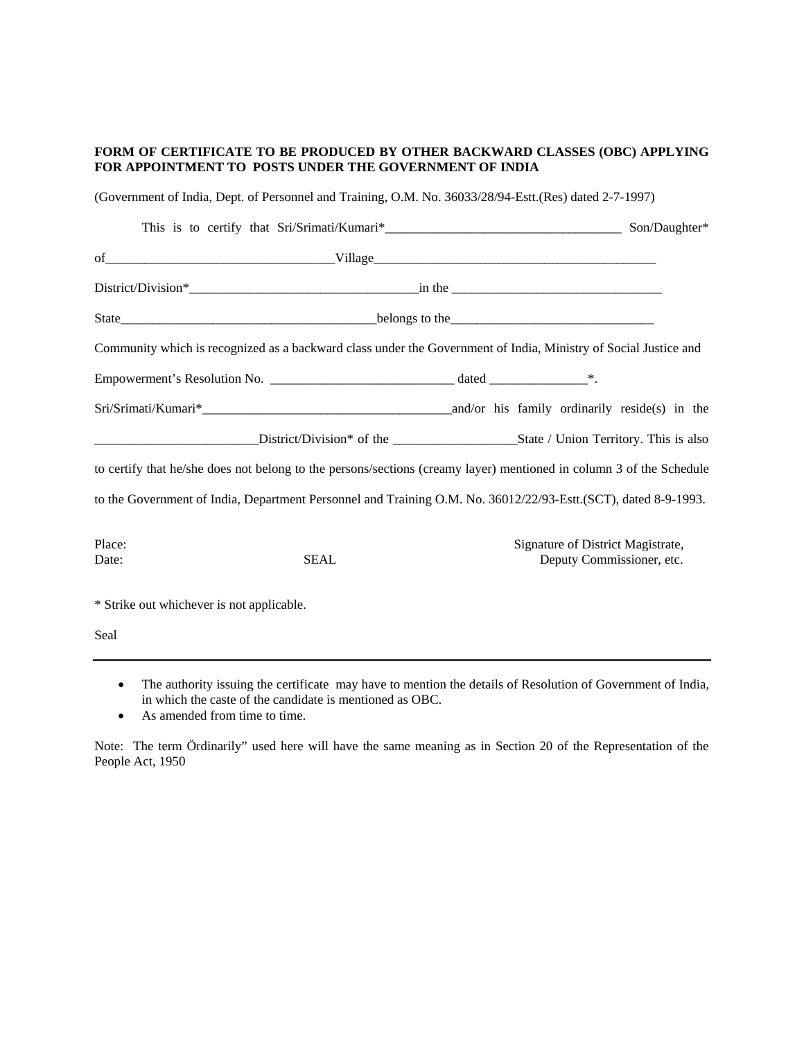**FORM OF CERTIFICATE TO BE PRODUCED BY OTHER BACKWARD CLASSES (OBC) APPLYING FOR APPOINTMENT TO POSTS UNDER THE GOVERNMENT OF INDIA**

(Government of India, Dept. of Personnel and Training, O.M. No. 36033/28/94-Estt.(Res) dated 2-7-1997)

This is to certify that Sri/Srimati/Kumari*____________________________________ Son/Daughter* of__________________________________Village____________________________________________ District/Division*__________________________________in the ________________________________ State_______________________________________belongs to the_______________________________ Community which is recognized as a backward class under the Government of India, Ministry of Social Justice and Empowerment's Resolution No. ____________________________ dated _______________*. Sri/Srimati/Kumari*______________________________________and/or his family ordinarily reside(s) in the _________________________District/Division* of the ___________________State / Union Territory. This is also to certify that he/she does not belong to the persons/sections (creamy layer) mentioned in column 3 of the Schedule to the Government of India, Department Personnel and Training O.M. No. 36012/22/93-Estt.(SCT), dated 8-9-1993.

Place:
Date:

SEAL

Signature of District Magistrate,
Deputy Commissioner, etc.

* Strike out whichever is not applicable.

Seal

---

- The authority issuing the certificate may have to mention the details of Resolution of Government of India, in which the caste of the candidate is mentioned as OBC.
- As amended from time to time.

Note: The term Ördinarily" used here will have the same meaning as in Section 20 of the Representation of the People Act, 1950